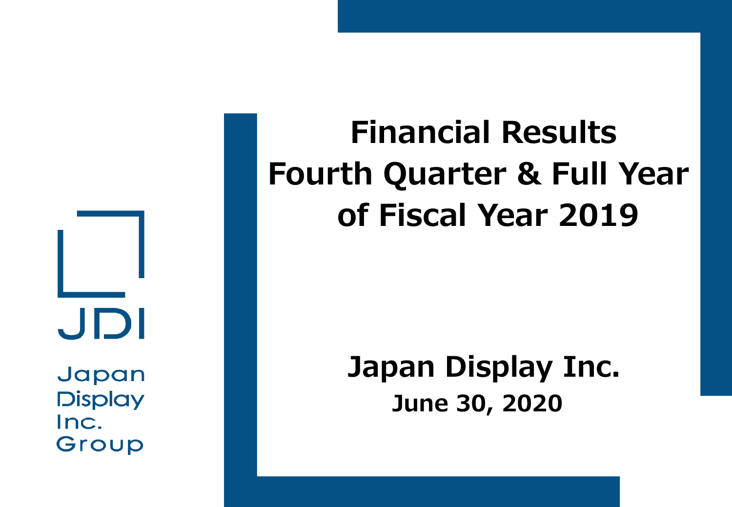# Financial Results Fourth Quarter & Full Year of Fiscal Year 2019

**Japan Display Inc.**

**June 30, 2020**

JDI

Japan Display Inc. Group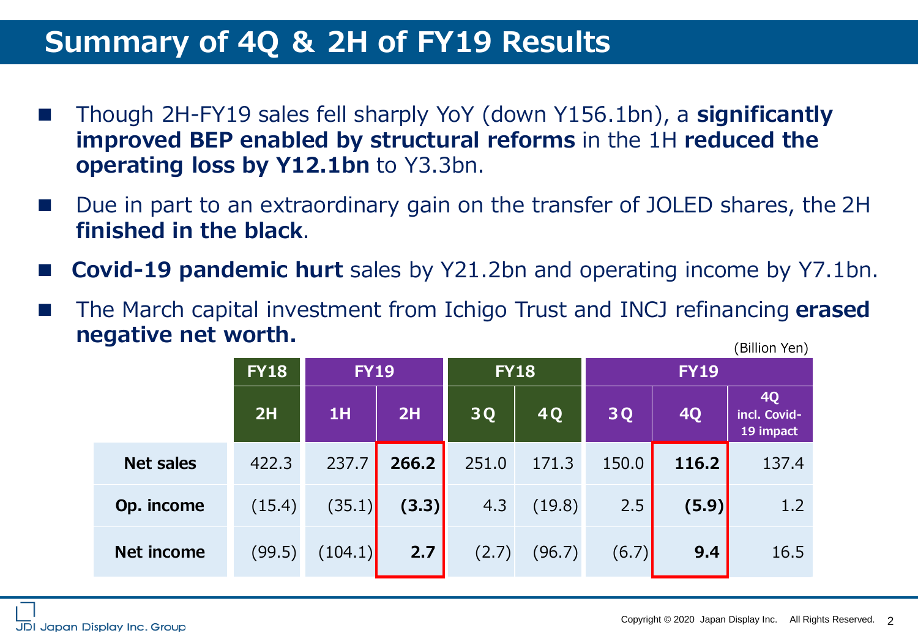# Summary of 4Q & 2H of FY19 Results

- Though 2H-FY19 sales fell sharply YoY (down Y156.1bn), a **significantly improved BEP enabled by structural reforms** in the 1H **reduced the operating loss by Y12.1bn** to Y3.3bn.
- Due in part to an extraordinary gain on the transfer of JOLED shares, the 2H **finished in the black**.
- **Covid-19 pandemic hurt** sales by Y21.2bn and operating income by Y7.1bn.
- The March capital investment from Ichigo Trust and INCJ refinancing **erased negative net worth.**

(Billion Yen)

| | FY18 | FY19 | | FY18 | | FY19 | | |
|---|---|---|---|---|---|---|---|---|
| | 2H | 1H | 2H | 3Q | 4Q | 3Q | 4Q | 4Q incl. Covid-19 impact |
| **Net sales** | 422.3 | 237.7 | **266.2** | 251.0 | 171.3 | 150.0 | **116.2** | 137.4 |
| **Op. income** | (15.4) | (35.1) | **(3.3)** | 4.3 | (19.8) | 2.5 | **(5.9)** | 1.2 |
| **Net income** | (99.5) | (104.1) | **2.7** | (2.7) | (96.7) | (6.7) | **9.4** | 16.5 |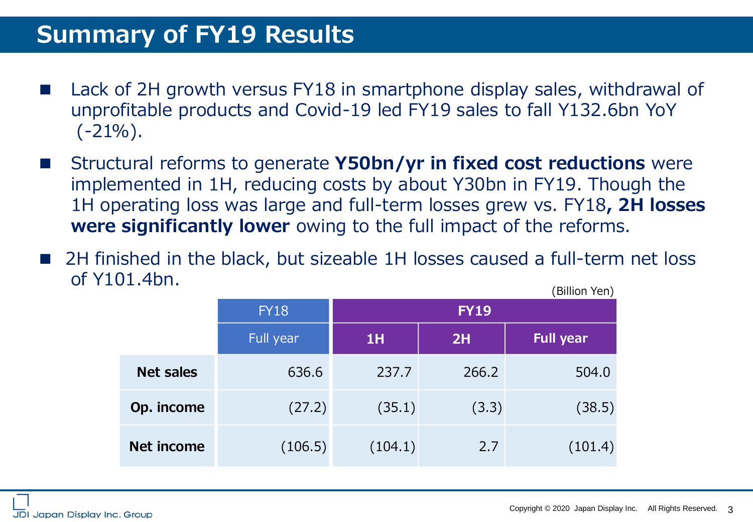# Summary of FY19 Results

- Lack of 2H growth versus FY18 in smartphone display sales, withdrawal of unprofitable products and Covid-19 led FY19 sales to fall Y132.6bn YoY (-21%).
- Structural reforms to generate **Y50bn/yr in fixed cost reductions** were implemented in 1H, reducing costs by about Y30bn in FY19. Though the 1H operating loss was large and full-term losses grew vs. FY18**, 2H losses were significantly lower** owing to the full impact of the reforms.
- 2H finished in the black, but sizeable 1H losses caused a full-term net loss of Y101.4bn.

(Billion Yen)

| | FY18 | FY19 | | |
|---|---|---|---|---|
| | Full year | 1H | 2H | Full year |
| **Net sales** | 636.6 | 237.7 | 266.2 | 504.0 |
| **Op. income** | (27.2) | (35.1) | (3.3) | (38.5) |
| **Net income** | (106.5) | (104.1) | 2.7 | (101.4) |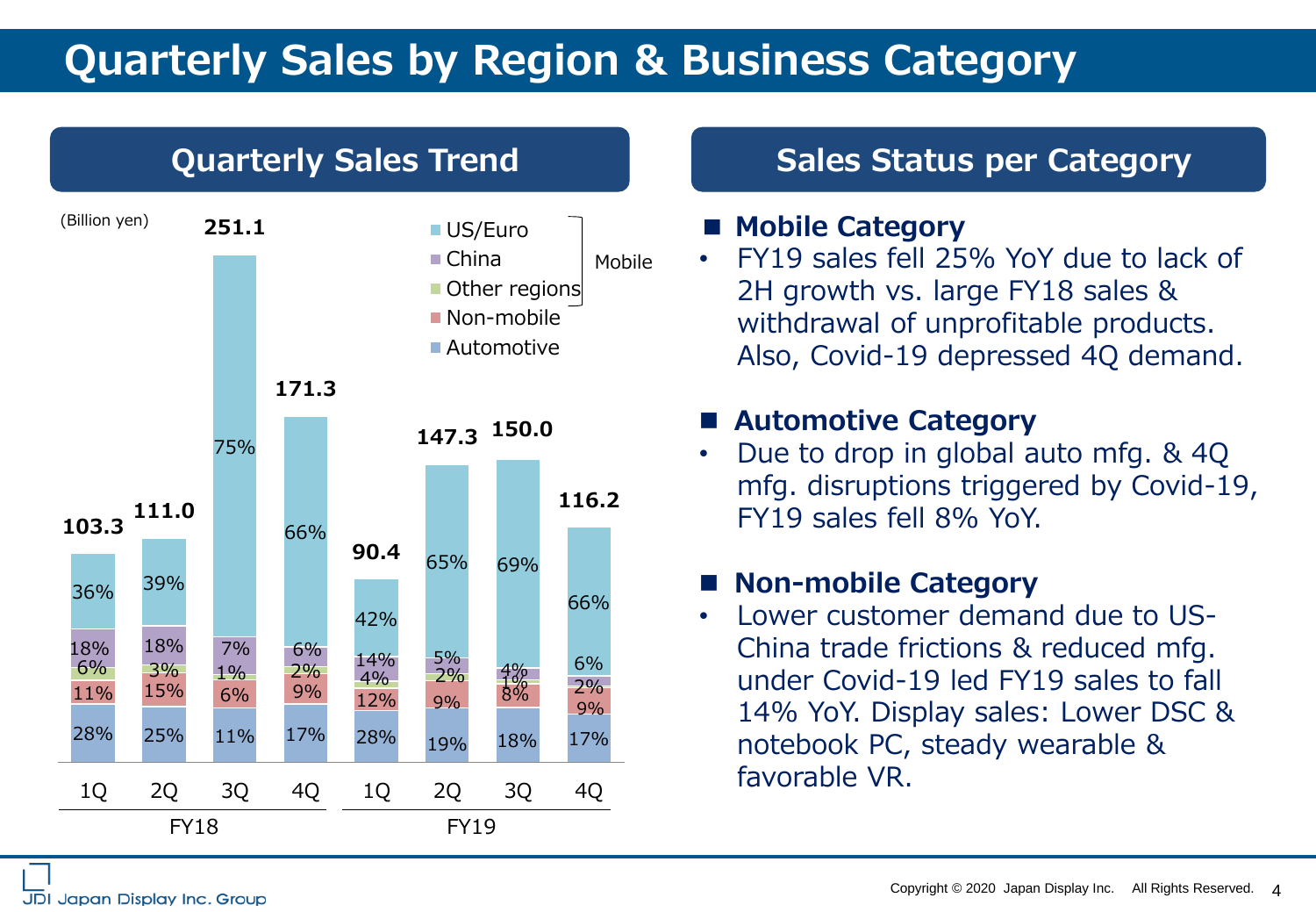# Quarterly Sales by Region & Business Category

## Quarterly Sales Trend

(Billion yen)

| | FY18 1Q | FY18 2Q | FY18 3Q | FY18 4Q | FY19 1Q | FY19 2Q | FY19 3Q | FY19 4Q |
|---|---|---|---|---|---|---|---|---|
| Total | 103.3 | 111.0 | 251.1 | 171.3 | 90.4 | 147.3 | 150.0 | 116.2 |
| Mobile: US/Euro | 36% | 39% | 75% | 66% | 42% | 65% | 69% | 66% |
| Mobile: China | 18% | 18% | 7% | 6% | 14% | 5% | 4% | 6% |
| Mobile: Other regions | 6% | 3% | 1% | 2% | 4% | 2% | 1% | 2% |
| Non-mobile | 11% | 15% | 6% | 9% | 12% | 9% | 8% | 9% |
| Automotive | 28% | 25% | 11% | 17% | 28% | 19% | 18% | 17% |

## Sales Status per Category

### Mobile Category
- FY19 sales fell 25% YoY due to lack of 2H growth vs. large FY18 sales & withdrawal of unprofitable products. Also, Covid-19 depressed 4Q demand.

### Automotive Category
- Due to drop in global auto mfg. & 4Q mfg. disruptions triggered by Covid-19, FY19 sales fell 8% YoY.

### Non-mobile Category
- Lower customer demand due to US-China trade frictions & reduced mfg. under Covid-19 led FY19 sales to fall 14% YoY. Display sales: Lower DSC & notebook PC, steady wearable & favorable VR.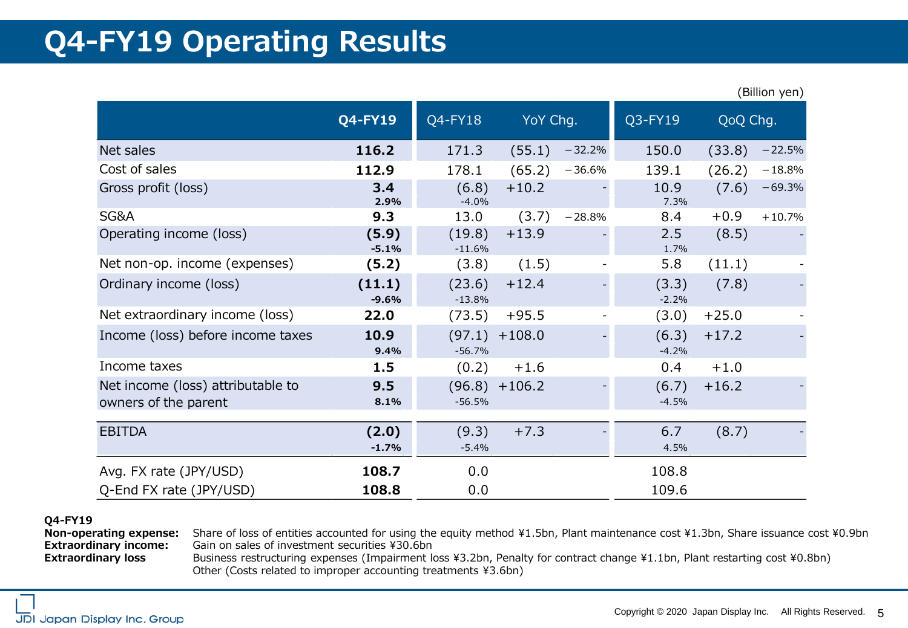# Q4-FY19 Operating Results

(Billion yen)

| | Q4-FY19 | Q4-FY18 | YoY Chg. | | Q3-FY19 | QoQ Chg. | |
|---|---|---|---|---|---|---|---|
| Net sales | **116.2** | 171.3 | (55.1) | −32.2% | 150.0 | (33.8) | −22.5% |
| Cost of sales | **112.9** | 178.1 | (65.2) | −36.6% | 139.1 | (26.2) | −18.8% |
| Gross profit (loss) | **3.4** **2.9%** | (6.8) -4.0% | +10.2 | - | 10.9 7.3% | (7.6) | −69.3% |
| SG&A | **9.3** | 13.0 | (3.7) | −28.8% | 8.4 | +0.9 | +10.7% |
| Operating income (loss) | **(5.9)** **-5.1%** | (19.8) -11.6% | +13.9 | - | 2.5 1.7% | (8.5) | - |
| Net non-op. income (expenses) | **(5.2)** | (3.8) | (1.5) | - | 5.8 | (11.1) | - |
| Ordinary income (loss) | **(11.1)** **-9.6%** | (23.6) -13.8% | +12.4 | - | (3.3) -2.2% | (7.8) | - |
| Net extraordinary income (loss) | **22.0** | (73.5) | +95.5 | - | (3.0) | +25.0 | - |
| Income (loss) before income taxes | **10.9** **9.4%** | (97.1) -56.7% | +108.0 | - | (6.3) -4.2% | +17.2 | - |
| Income taxes | **1.5** | (0.2) | +1.6 | | 0.4 | +1.0 | |
| Net income (loss) attributable to owners of the parent | **9.5** **8.1%** | (96.8) -56.5% | +106.2 | - | (6.7) -4.5% | +16.2 | - |
| EBITDA | **(2.0)** **-1.7%** | (9.3) -5.4% | +7.3 | - | 6.7 4.5% | (8.7) | - |
| Avg. FX rate (JPY/USD) | **108.7** | 0.0 | | | 108.8 | | |
| Q-End FX rate (JPY/USD) | **108.8** | 0.0 | | | 109.6 | | |

**Q4-FY19**

**Non-operating expense:** Share of loss of entities accounted for using the equity method ¥1.5bn, Plant maintenance cost ¥1.3bn, Share issuance cost ¥0.9bn

**Extraordinary income:** Gain on sales of investment securities ¥30.6bn

**Extraordinary loss** Business restructuring expenses (Impairment loss ¥3.2bn, Penalty for contract change ¥1.1bn, Plant restarting cost ¥0.8bn)
Other (Costs related to improper accounting treatments ¥3.6bn)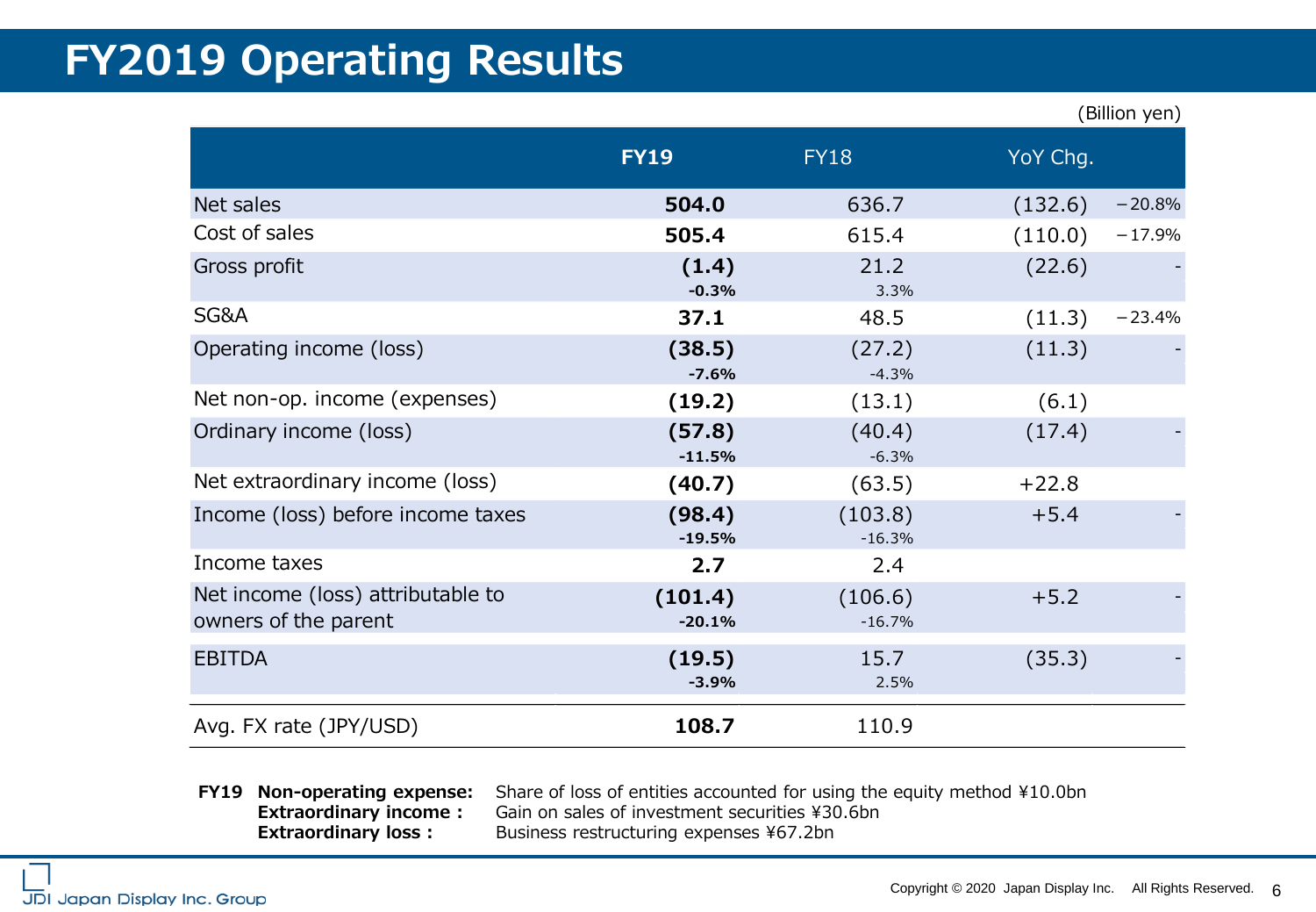# FY2019 Operating Results

(Billion yen)

| | **FY19** | FY18 | YoY Chg. | |
|---|---|---|---|---|
| Net sales | **504.0** | 636.7 | (132.6) | −20.8% |
| Cost of sales | **505.4** | 615.4 | (110.0) | −17.9% |
| Gross profit | **(1.4)**<br>**-0.3%** | 21.2<br>3.3% | (22.6) | - |
| SG&A | **37.1** | 48.5 | (11.3) | −23.4% |
| Operating income (loss) | **(38.5)**<br>**-7.6%** | (27.2)<br>-4.3% | (11.3) | - |
| Net non-op. income (expenses) | **(19.2)** | (13.1) | (6.1) | |
| Ordinary income (loss) | **(57.8)**<br>**-11.5%** | (40.4)<br>-6.3% | (17.4) | - |
| Net extraordinary income (loss) | **(40.7)** | (63.5) | +22.8 | |
| Income (loss) before income taxes | **(98.4)**<br>**-19.5%** | (103.8)<br>-16.3% | +5.4 | - |
| Income taxes | **2.7** | 2.4 | | |
| Net income (loss) attributable to owners of the parent | **(101.4)**<br>**-20.1%** | (106.6)<br>-16.7% | +5.2 | - |
| EBITDA | **(19.5)**<br>**-3.9%** | 15.7<br>2.5% | (35.3) | - |
| Avg. FX rate (JPY/USD) | **108.7** | 110.9 | | |

**FY19 Non-operating expense:** Share of loss of entities accounted for using the equity method ¥10.0bn
**Extraordinary income :** Gain on sales of investment securities ¥30.6bn
**Extraordinary loss :** Business restructuring expenses ¥67.2bn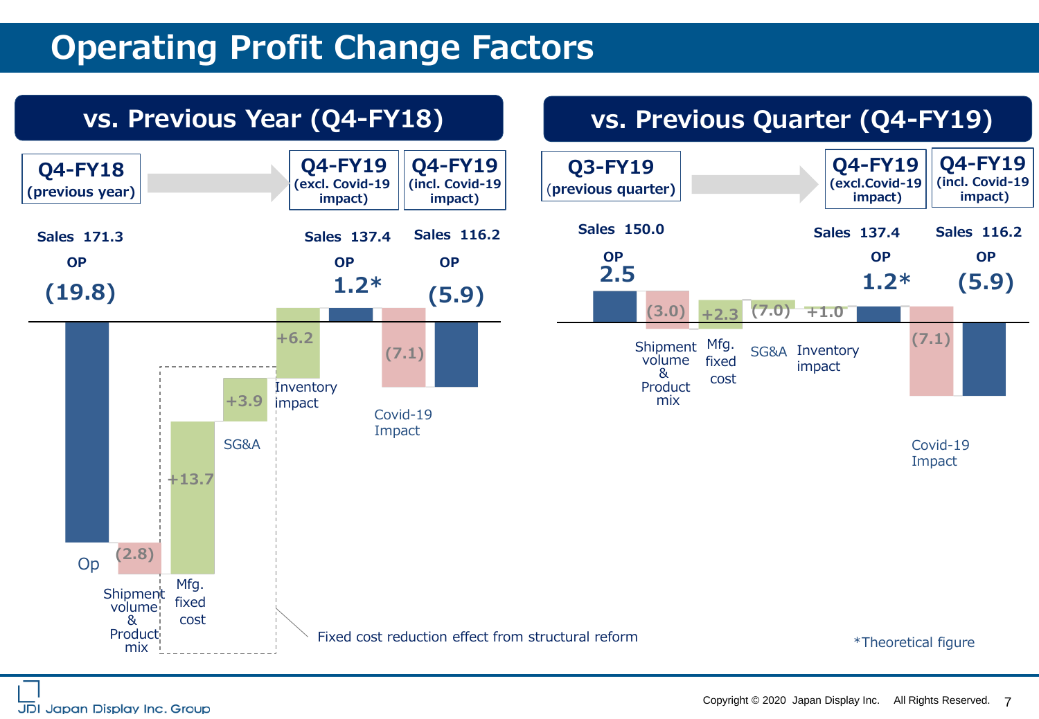# Operating Profit Change Factors

## vs. Previous Year (Q4-FY18)

| | Q4-FY18 (previous year) | Shipment volume & Product mix | Mfg. fixed cost | SG&A | Inventory impact | Q4-FY19 (excl. Covid-19 impact) | Covid-19 Impact | Q4-FY19 (incl. Covid-19 impact) |
|---|---|---|---|---|---|---|---|---|
| Sales | 171.3 | | | | | 137.4 | | 116.2 |
| OP | (19.8) | (2.8) | +13.7 | +3.9 | +6.2 | 1.2* | (7.1) | (5.9) |

Fixed cost reduction effect from structural reform (Mfg. fixed cost, SG&A)

## vs. Previous Quarter (Q4-FY19)

| | Q3-FY19 (previous quarter) | Shipment volume & Product mix | Mfg. fixed cost | SG&A | Inventory impact | Q4-FY19 (excl.Covid-19 impact) | Covid-19 Impact | Q4-FY19 (incl. Covid-19 impact) |
|---|---|---|---|---|---|---|---|---|
| Sales | 150.0 | | | | | 137.4 | | 116.2 |
| OP | 2.5 | (3.0) | +2.3 | (7.0) | +1.0 | 1.2* | (7.1) | (5.9) |

*Theoretical figure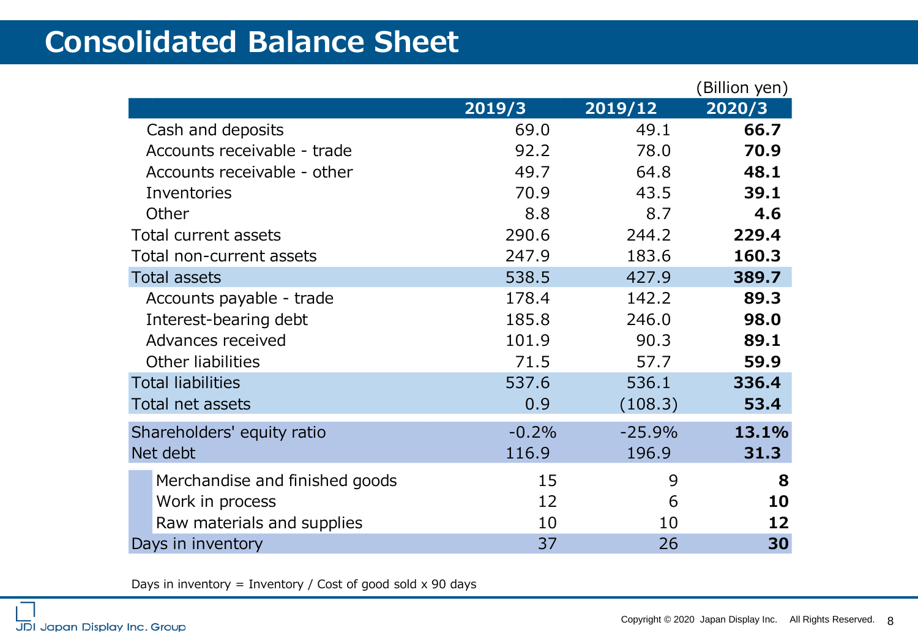# Consolidated Balance Sheet

(Billion yen)

| | 2019/3 | 2019/12 | 2020/3 |
|---|---|---|---|
| Cash and deposits | 69.0 | 49.1 | **66.7** |
| Accounts receivable - trade | 92.2 | 78.0 | **70.9** |
| Accounts receivable - other | 49.7 | 64.8 | **48.1** |
| Inventories | 70.9 | 43.5 | **39.1** |
| Other | 8.8 | 8.7 | **4.6** |
| Total current assets | 290.6 | 244.2 | **229.4** |
| Total non-current assets | 247.9 | 183.6 | **160.3** |
| Total assets | 538.5 | 427.9 | **389.7** |
| Accounts payable - trade | 178.4 | 142.2 | **89.3** |
| Interest-bearing debt | 185.8 | 246.0 | **98.0** |
| Advances received | 101.9 | 90.3 | **89.1** |
| Other liabilities | 71.5 | 57.7 | **59.9** |
| Total liabilities | 537.6 | 536.1 | **336.4** |
| Total net assets | 0.9 | (108.3) | **53.4** |
| Shareholders' equity ratio | -0.2% | -25.9% | **13.1%** |
| Net debt | 116.9 | 196.9 | **31.3** |
| Merchandise and finished goods | 15 | 9 | **8** |
| Work in process | 12 | 6 | **10** |
| Raw materials and supplies | 10 | 10 | **12** |
| Days in inventory | 37 | 26 | **30** |

Days in inventory = Inventory / Cost of good sold x 90 days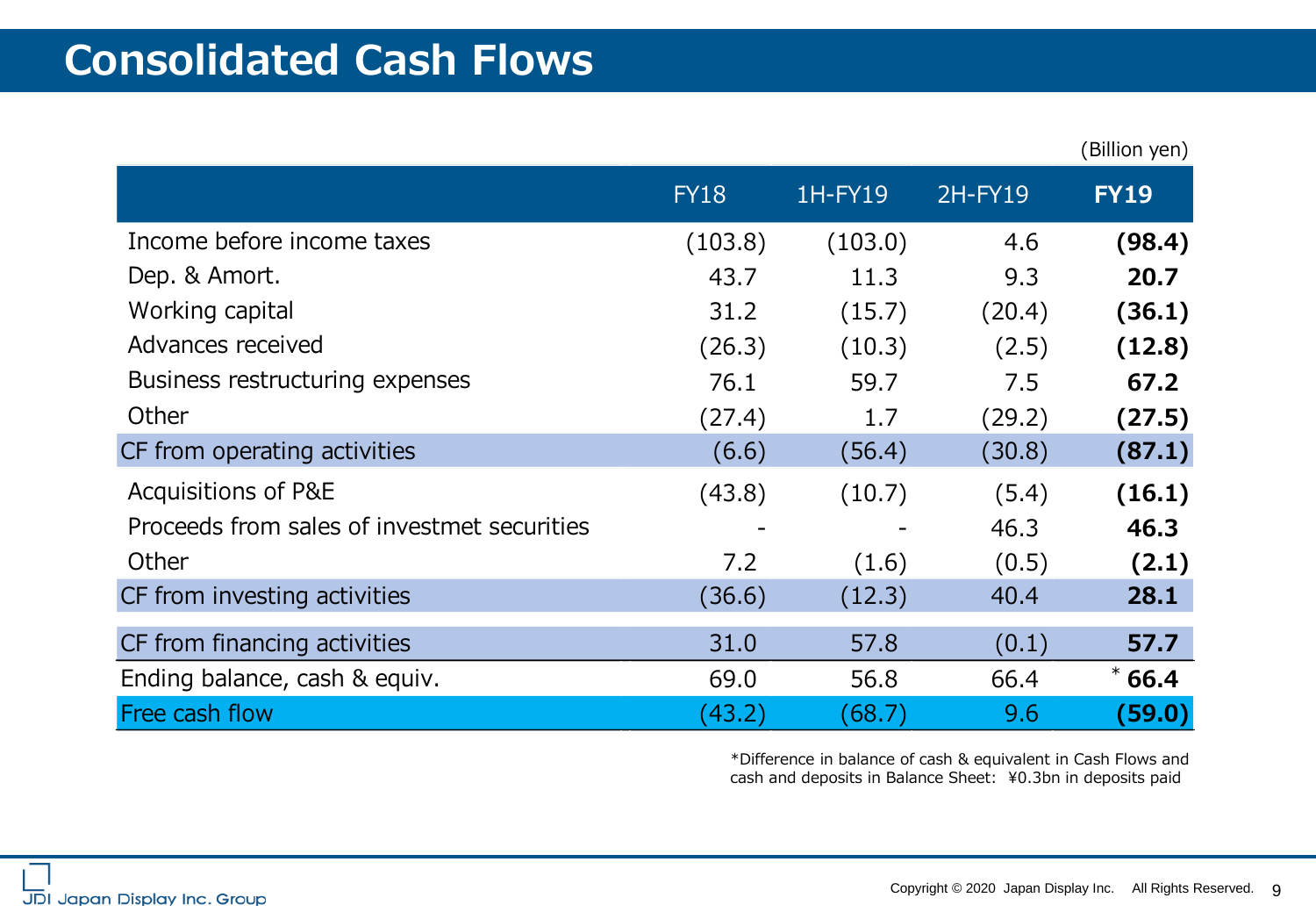# Consolidated Cash Flows

(Billion yen)

| | FY18 | 1H-FY19 | 2H-FY19 | **FY19** |
|---|---|---|---|---|
| Income before income taxes | (103.8) | (103.0) | 4.6 | **(98.4)** |
| Dep. & Amort. | 43.7 | 11.3 | 9.3 | **20.7** |
| Working capital | 31.2 | (15.7) | (20.4) | **(36.1)** |
| Advances received | (26.3) | (10.3) | (2.5) | **(12.8)** |
| Business restructuring expenses | 76.1 | 59.7 | 7.5 | **67.2** |
| Other | (27.4) | 1.7 | (29.2) | **(27.5)** |
| CF from operating activities | (6.6) | (56.4) | (30.8) | **(87.1)** |
| Acquisitions of P&E | (43.8) | (10.7) | (5.4) | **(16.1)** |
| Proceeds from sales of investmet securities | - | - | 46.3 | **46.3** |
| Other | 7.2 | (1.6) | (0.5) | **(2.1)** |
| CF from investing activities | (36.6) | (12.3) | 40.4 | **28.1** |
| CF from financing activities | 31.0 | 57.8 | (0.1) | **57.7** |
| Ending balance, cash & equiv. | 69.0 | 56.8 | 66.4 | * **66.4** |
| Free cash flow | (43.2) | (68.7) | 9.6 | **(59.0)** |

*Difference in balance of cash & equivalent in Cash Flows and cash and deposits in Balance Sheet: ¥0.3bn in deposits paid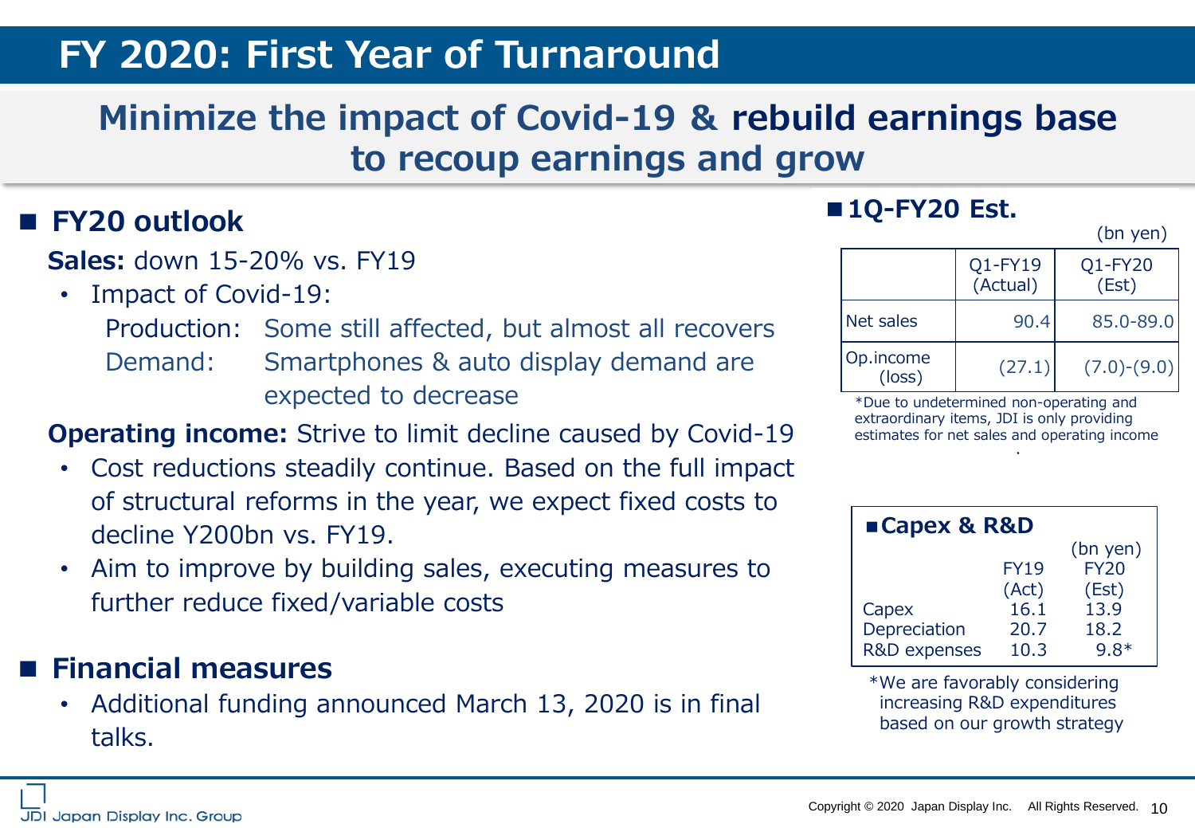# FY 2020: First Year of Turnaround

## Minimize the impact of Covid-19 & rebuild earnings base to recoup earnings and grow

### ■ FY20 outlook

**Sales:** down 15-20% vs. FY19

- Impact of Covid-19:
  - Production: Some still affected, but almost all recovers
  - Demand: Smartphones & auto display demand are expected to decrease

**Operating income:** Strive to limit decline caused by Covid-19

- Cost reductions steadily continue. Based on the full impact of structural reforms in the year, we expect fixed costs to decline Y200bn vs. FY19.
- Aim to improve by building sales, executing measures to further reduce fixed/variable costs

### ■ Financial measures

- Additional funding announced March 13, 2020 is in final talks.

### ■ 1Q-FY20 Est.

(bn yen)

| | Q1-FY19 (Actual) | Q1-FY20 (Est) |
|---|---|---|
| Net sales | 90.4 | 85.0-89.0 |
| Op.income (loss) | (27.1) | (7.0)-(9.0) |

*Due to undetermined non-operating and extraordinary items, JDI is only providing estimates for net sales and operating income

### ■ Capex & R&D

(bn yen)

| | FY19 (Act) | FY20 (Est) |
|---|---|---|
| Capex | 16.1 | 13.9 |
| Depreciation | 20.7 | 18.2 |
| R&D expenses | 10.3 | 9.8* |

*We are favorably considering increasing R&D expenditures based on our growth strategy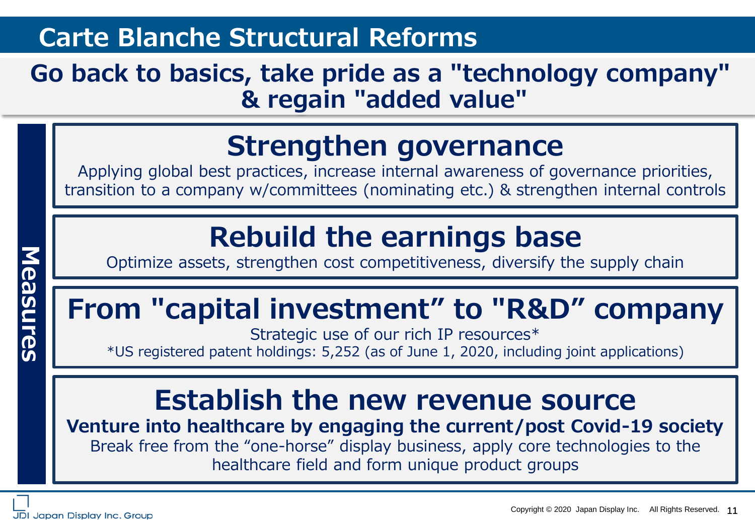# Carte Blanche Structural Reforms

**Go back to basics, take pride as a "technology company" & regain "added value"**

**Measures**

## Strengthen governance

Applying global best practices, increase internal awareness of governance priorities, transition to a company w/committees (nominating etc.) & strengthen internal controls

## Rebuild the earnings base

Optimize assets, strengthen cost competitiveness, diversify the supply chain

## From "capital investment" to "R&D" company

Strategic use of our rich IP resources*

*US registered patent holdings: 5,252 (as of June 1, 2020, including joint applications)

## Establish the new revenue source

**Venture into healthcare by engaging the current/post Covid-19 society**

Break free from the "one-horse" display business, apply core technologies to the healthcare field and form unique product groups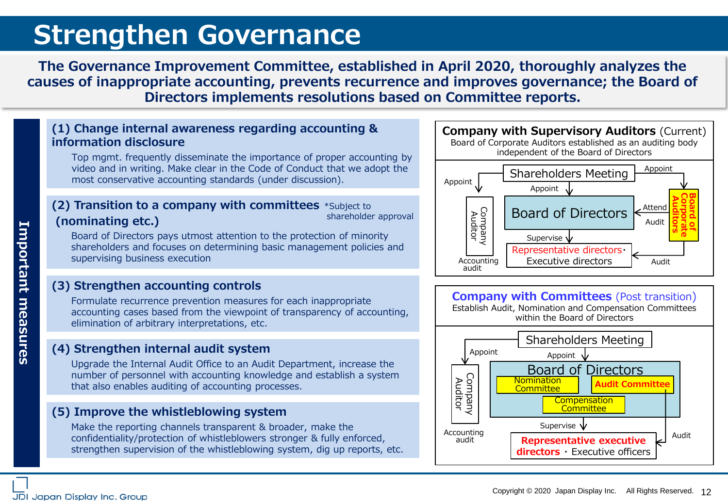# Strengthen Governance

**The Governance Improvement Committee, established in April 2020, thoroughly analyzes the causes of inappropriate accounting, prevents recurrence and improves governance; the Board of Directors implements resolutions based on Committee reports.**

## Important measures

### (1) Change internal awareness regarding accounting & information disclosure

Top mgmt. frequently disseminate the importance of proper accounting by video and in writing. Make clear in the Code of Conduct that we adopt the most conservative accounting standards (under discussion).

### (2) Transition to a company with committees (nominating etc.)

*Subject to shareholder approval

Board of Directors pays utmost attention to the protection of minority shareholders and focuses on determining basic management policies and supervising business execution

### (3) Strengthen accounting controls

Formulate recurrence prevention measures for each inappropriate accounting cases based from the viewpoint of transparency of accounting, elimination of arbitrary interpretations, etc.

### (4) Strengthen internal audit system

Upgrade the Internal Audit Office to an Audit Department, increase the number of personnel with accounting knowledge and establish a system that also enables auditing of accounting processes.

### (5) Improve the whistleblowing system

Make the reporting channels transparent & broader, make the confidentiality/protection of whistleblowers stronger & fully enforced, strengthen supervision of the whistleblowing system, dig up reports, etc.

---

**Company with Supervisory Auditors** (Current)

Board of Corporate Auditors established as an auditing body independent of the Board of Directors

- Shareholders Meeting — Appoint → Company Auditor; Appoint → Board of Directors; Appoint → Board of Corporate Auditors
- Board of Corporate Auditors — Attend / Audit → Board of Directors; Audit → Representative directors・Executive directors
- Board of Directors — Supervise → Representative directors・Executive directors
- Company Auditor — Accounting audit

**Company with Committees** (Post transition)

Establish Audit, Nomination and Compensation Committees within the Board of Directors

- Shareholders Meeting — Appoint → Company Auditor; Appoint → Board of Directors
- Board of Directors: Nomination Committee, Audit Committee, Compensation Committee
- Board of Directors — Supervise → Representative executive directors・Executive officers
- Audit Committee — Audit → Representative executive directors・Executive officers
- Company Auditor — Accounting audit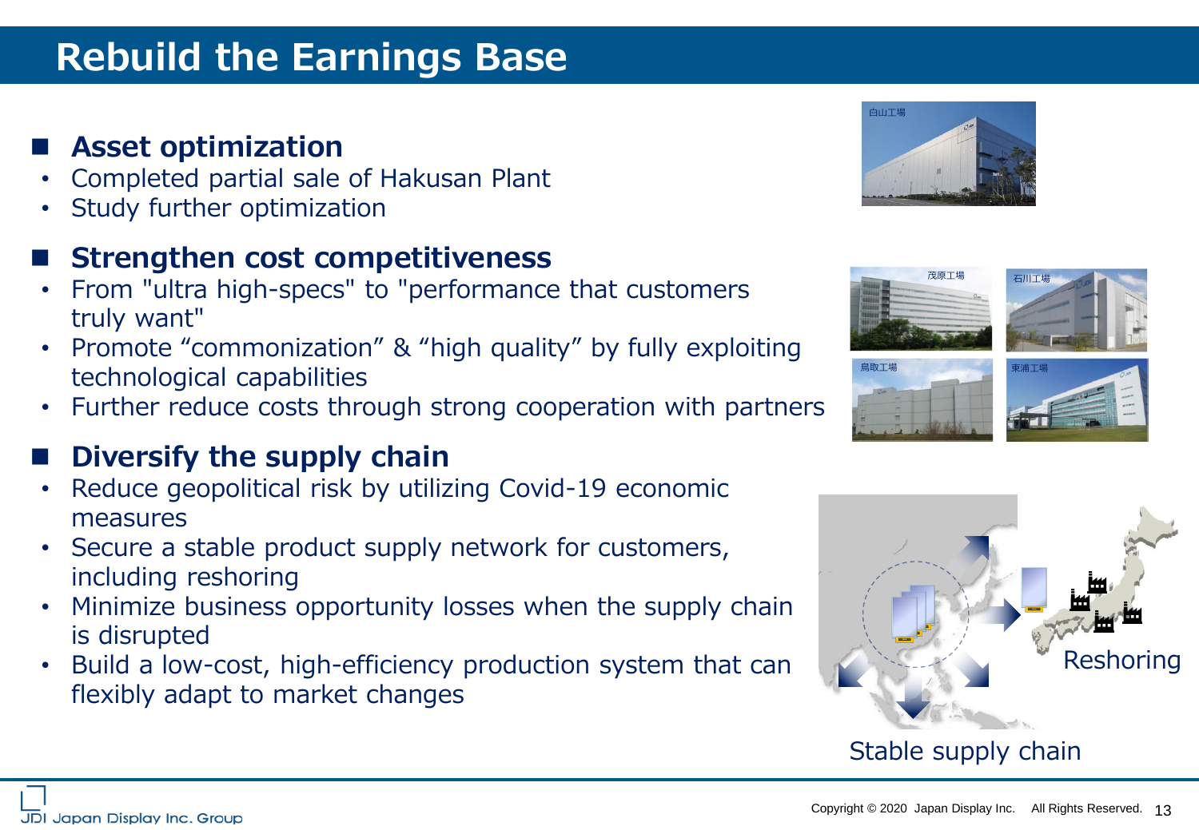# Rebuild the Earnings Base

## Asset optimization

- Completed partial sale of Hakusan Plant
- Study further optimization

## Strengthen cost competitiveness

- From "ultra high-specs" to "performance that customers truly want"
- Promote “commonization” & “high quality” by fully exploiting technological capabilities
- Further reduce costs through strong cooperation with partners

## Diversify the supply chain

- Reduce geopolitical risk by utilizing Covid-19 economic measures
- Secure a stable product supply network for customers, including reshoring
- Minimize business opportunity losses when the supply chain is disrupted
- Build a low-cost, high-efficiency production system that can flexibly adapt to market changes

白山工場

茂原工場 石川工場 鳥取工場 東浦工場

Reshoring

Stable supply chain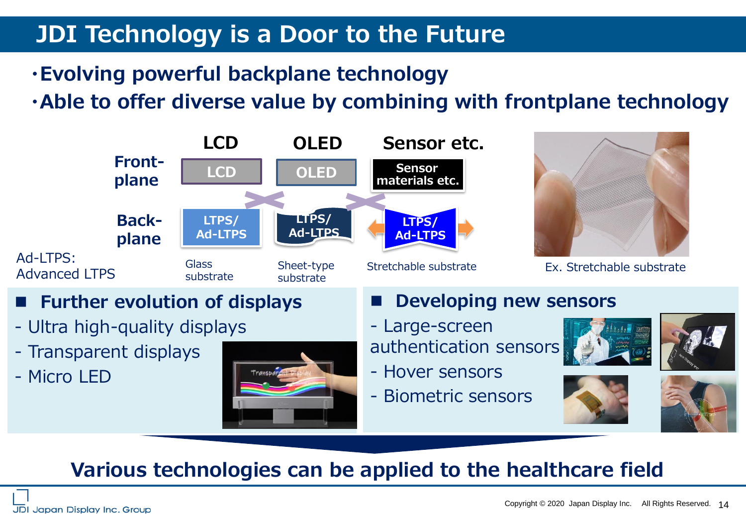# JDI Technology is a Door to the Future

- Evolving powerful backplane technology
- Able to offer diverse value by combining with frontplane technology

| | LCD | OLED | Sensor etc. |
|---|---|---|---|
| Front-plane | LCD | OLED | Sensor materials etc. |
| Back-plane | LTPS/ Ad-LTPS | LTPS/ Ad-LTPS | LTPS/ Ad-LTPS |
| | Glass substrate | Sheet-type substrate | Stretchable substrate |

Ad-LTPS: Advanced LTPS

Ex. Stretchable substrate

## Further evolution of displays

- Ultra high-quality displays
- Transparent displays
- Micro LED

## Developing new sensors

- Large-screen authentication sensors
- Hover sensors
- Biometric sensors

**Various technologies can be applied to the healthcare field**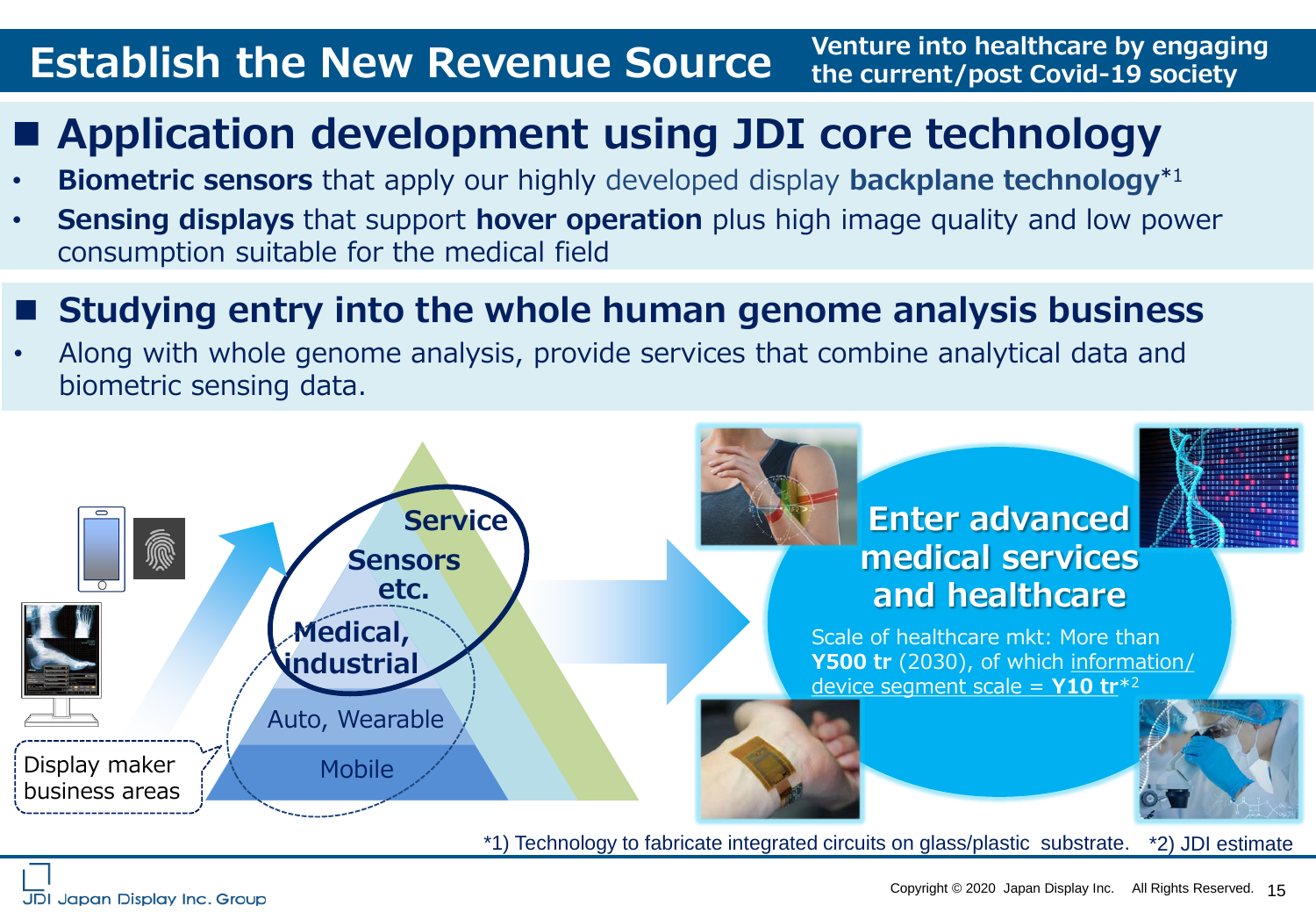# Establish the New Revenue Source

Venture into healthcare by engaging the current/post Covid-19 society

## Application development using JDI core technology

- **Biometric sensors** that apply our highly developed display **backplane technology**\*1
- **Sensing displays** that support **hover operation** plus high image quality and low power consumption suitable for the medical field

## Studying entry into the whole human genome analysis business

- Along with whole genome analysis, provide services that combine analytical data and biometric sensing data.

Service

Sensors etc.

Medical, industrial

Auto, Wearable

Mobile

Display maker business areas

**Enter advanced medical services and healthcare**

Scale of healthcare mkt: More than **Y500 tr** (2030), of which information/ device segment scale = **Y10 tr**\*2

\*1) Technology to fabricate integrated circuits on glass/plastic substrate. \*2) JDI estimate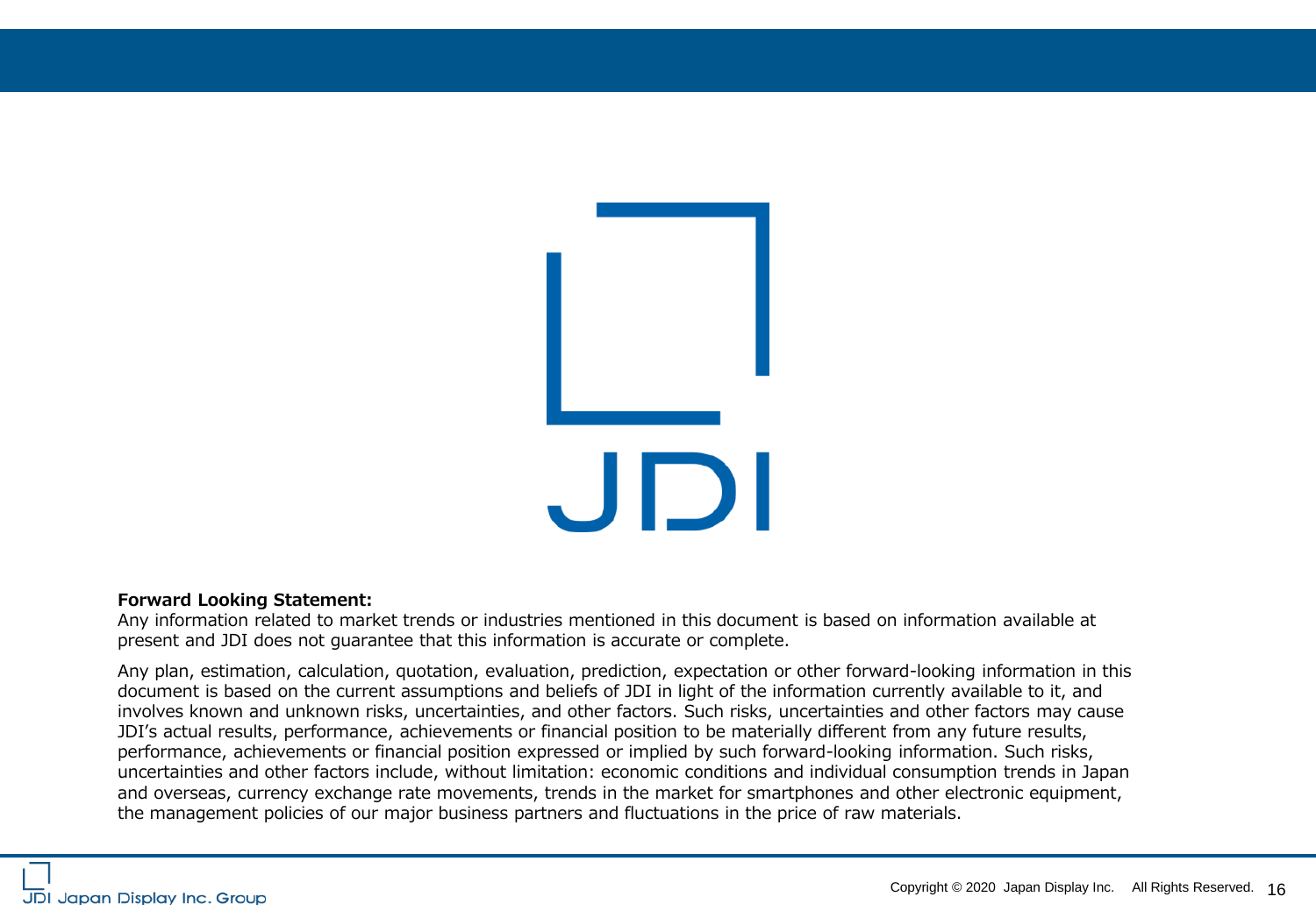JDI

**Forward Looking Statement:**

Any information related to market trends or industries mentioned in this document is based on information available at present and JDI does not guarantee that this information is accurate or complete.

Any plan, estimation, calculation, quotation, evaluation, prediction, expectation or other forward-looking information in this document is based on the current assumptions and beliefs of JDI in light of the information currently available to it, and involves known and unknown risks, uncertainties, and other factors. Such risks, uncertainties and other factors may cause JDI's actual results, performance, achievements or financial position to be materially different from any future results, performance, achievements or financial position expressed or implied by such forward-looking information. Such risks, uncertainties and other factors include, without limitation: economic conditions and individual consumption trends in Japan and overseas, currency exchange rate movements, trends in the market for smartphones and other electronic equipment, the management policies of our major business partners and fluctuations in the price of raw materials.